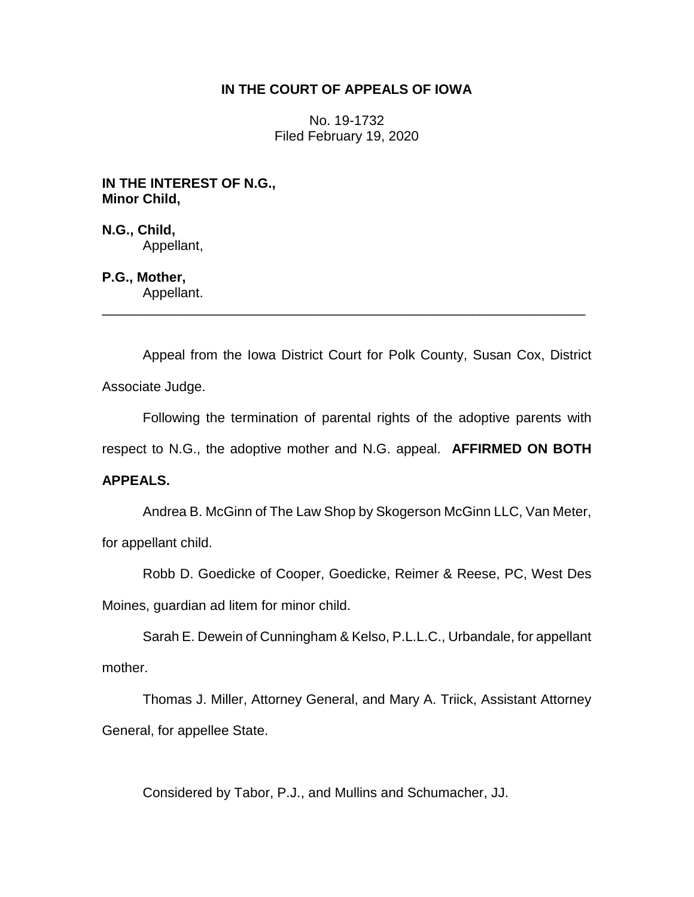**IN THE COURT OF APPEALS OF IOWA**

No. 19-1732
Filed February 19, 2020

**IN THE INTEREST OF N.G.,**
**Minor Child,**

**N.G., Child,**
Appellant,

**P.G., Mother,**
Appellant.

---

Appeal from the Iowa District Court for Polk County, Susan Cox, District Associate Judge.

Following the termination of parental rights of the adoptive parents with respect to N.G., the adoptive mother and N.G. appeal. **AFFIRMED ON BOTH APPEALS.**

Andrea B. McGinn of The Law Shop by Skogerson McGinn LLC, Van Meter, for appellant child.

Robb D. Goedicke of Cooper, Goedicke, Reimer & Reese, PC, West Des Moines, guardian ad litem for minor child.

Sarah E. Dewein of Cunningham & Kelso, P.L.L.C., Urbandale, for appellant mother.

Thomas J. Miller, Attorney General, and Mary A. Triick, Assistant Attorney General, for appellee State.

Considered by Tabor, P.J., and Mullins and Schumacher, JJ.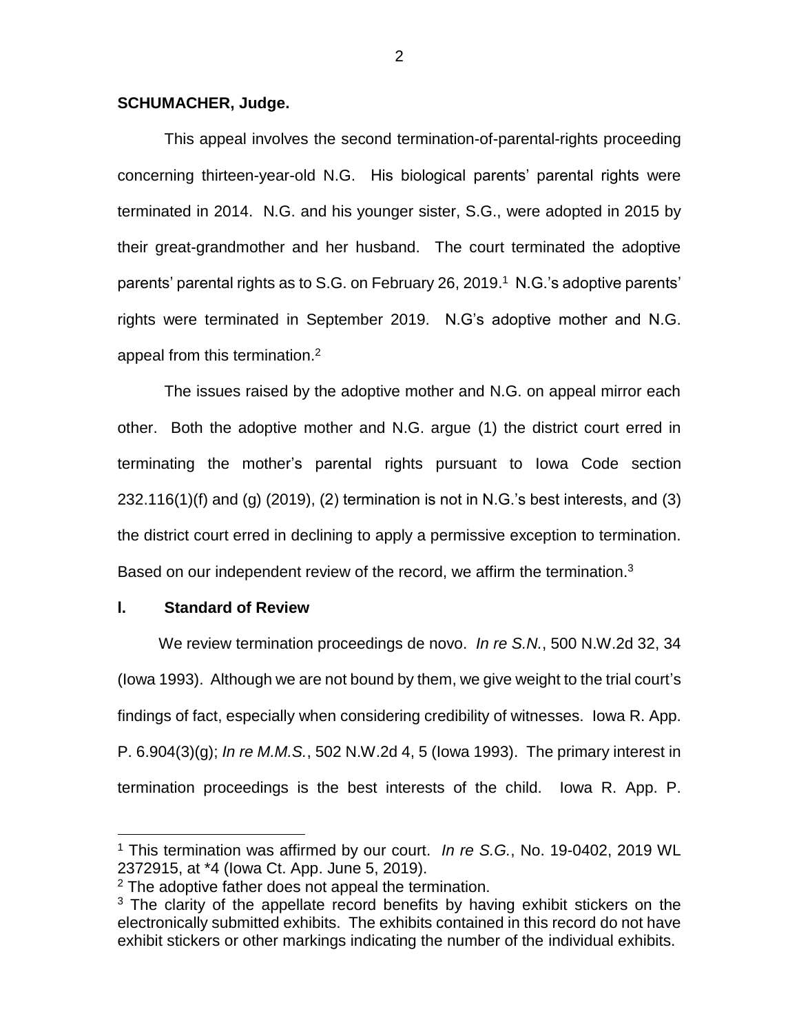**SCHUMACHER, Judge.**

This appeal involves the second termination-of-parental-rights proceeding concerning thirteen-year-old N.G. His biological parents' parental rights were terminated in 2014. N.G. and his younger sister, S.G., were adopted in 2015 by their great-grandmother and her husband. The court terminated the adoptive parents' parental rights as to S.G. on February 26, 2019.[1] N.G.'s adoptive parents' rights were terminated in September 2019. N.G's adoptive mother and N.G. appeal from this termination.[2]

The issues raised by the adoptive mother and N.G. on appeal mirror each other. Both the adoptive mother and N.G. argue (1) the district court erred in terminating the mother's parental rights pursuant to Iowa Code section 232.116(1)(f) and (g) (2019), (2) termination is not in N.G.'s best interests, and (3) the district court erred in declining to apply a permissive exception to termination. Based on our independent review of the record, we affirm the termination.[3]

## I. Standard of Review

We review termination proceedings de novo. *In re S.N.*, 500 N.W.2d 32, 34 (Iowa 1993). Although we are not bound by them, we give weight to the trial court's findings of fact, especially when considering credibility of witnesses. Iowa R. App. P. 6.904(3)(g); *In re M.M.S.*, 502 N.W.2d 4, 5 (Iowa 1993). The primary interest in termination proceedings is the best interests of the child. Iowa R. App. P.

---

[1] This termination was affirmed by our court. *In re S.G.*, No. 19-0402, 2019 WL 2372915, at *4 (Iowa Ct. App. June 5, 2019).

[2] The adoptive father does not appeal the termination.

[3] The clarity of the appellate record benefits by having exhibit stickers on the electronically submitted exhibits. The exhibits contained in this record do not have exhibit stickers or other markings indicating the number of the individual exhibits.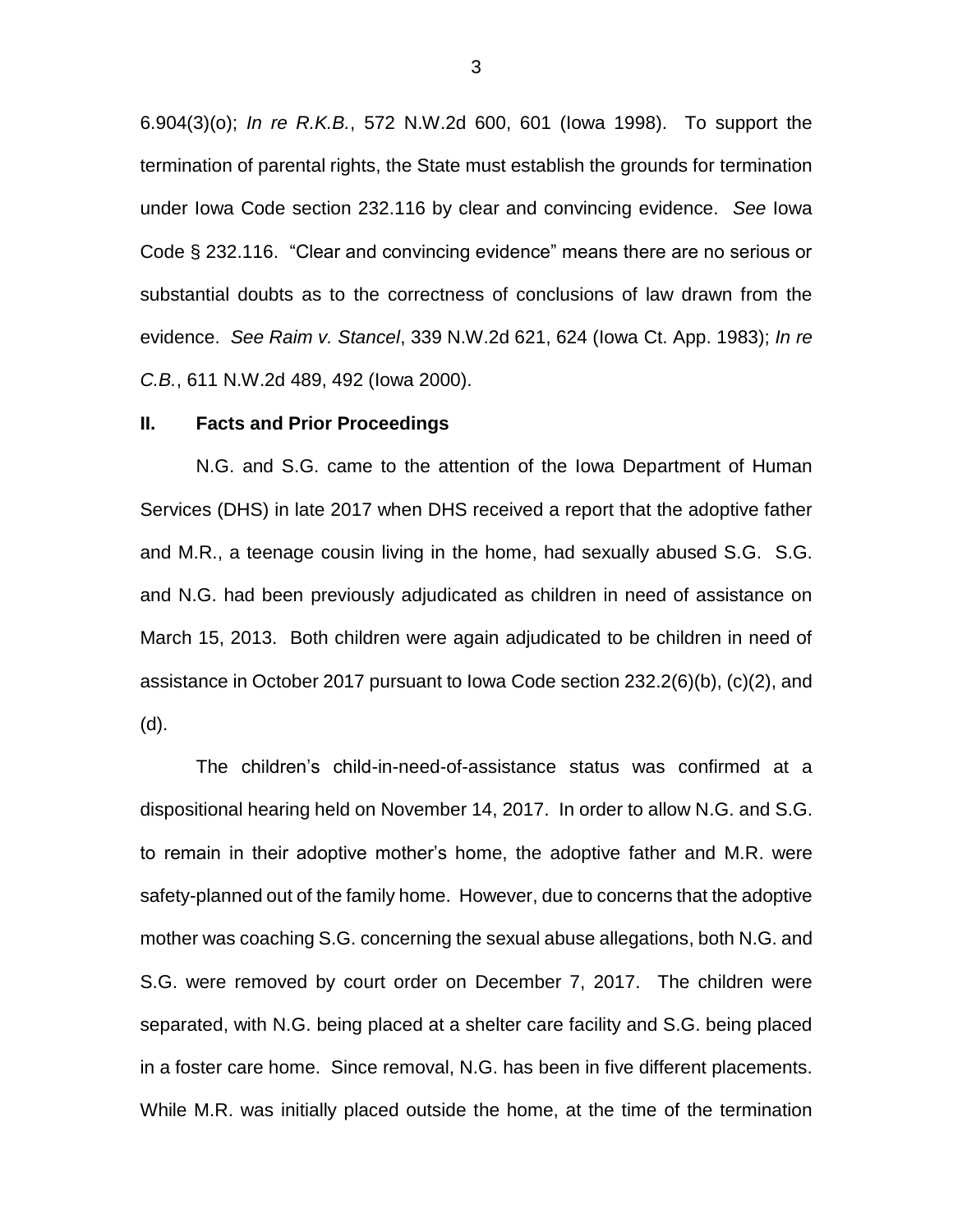6.904(3)(o); *In re R.K.B.*, 572 N.W.2d 600, 601 (Iowa 1998). To support the termination of parental rights, the State must establish the grounds for termination under Iowa Code section 232.116 by clear and convincing evidence. *See* Iowa Code § 232.116. "Clear and convincing evidence" means there are no serious or substantial doubts as to the correctness of conclusions of law drawn from the evidence. *See Raim v. Stancel*, 339 N.W.2d 621, 624 (Iowa Ct. App. 1983); *In re C.B.*, 611 N.W.2d 489, 492 (Iowa 2000).

## II. Facts and Prior Proceedings

N.G. and S.G. came to the attention of the Iowa Department of Human Services (DHS) in late 2017 when DHS received a report that the adoptive father and M.R., a teenage cousin living in the home, had sexually abused S.G. S.G. and N.G. had been previously adjudicated as children in need of assistance on March 15, 2013. Both children were again adjudicated to be children in need of assistance in October 2017 pursuant to Iowa Code section 232.2(6)(b), (c)(2), and (d).

The children's child-in-need-of-assistance status was confirmed at a dispositional hearing held on November 14, 2017. In order to allow N.G. and S.G. to remain in their adoptive mother's home, the adoptive father and M.R. were safety-planned out of the family home. However, due to concerns that the adoptive mother was coaching S.G. concerning the sexual abuse allegations, both N.G. and S.G. were removed by court order on December 7, 2017. The children were separated, with N.G. being placed at a shelter care facility and S.G. being placed in a foster care home. Since removal, N.G. has been in five different placements. While M.R. was initially placed outside the home, at the time of the termination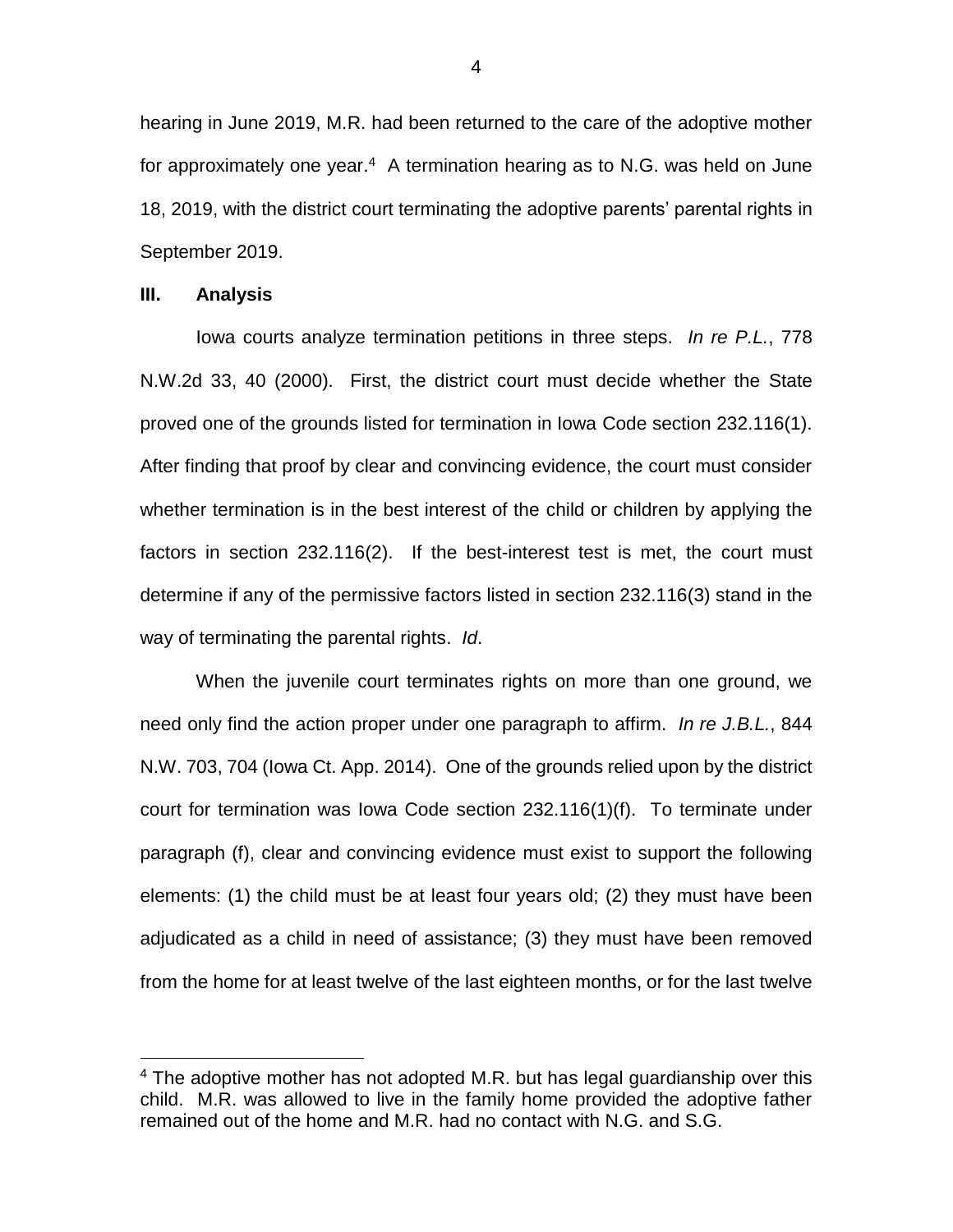hearing in June 2019, M.R. had been returned to the care of the adoptive mother for approximately one year.[4] A termination hearing as to N.G. was held on June 18, 2019, with the district court terminating the adoptive parents' parental rights in September 2019.

## III. Analysis

Iowa courts analyze termination petitions in three steps. *In re P.L.*, 778 N.W.2d 33, 40 (2000). First, the district court must decide whether the State proved one of the grounds listed for termination in Iowa Code section 232.116(1). After finding that proof by clear and convincing evidence, the court must consider whether termination is in the best interest of the child or children by applying the factors in section 232.116(2). If the best-interest test is met, the court must determine if any of the permissive factors listed in section 232.116(3) stand in the way of terminating the parental rights. *Id*.

When the juvenile court terminates rights on more than one ground, we need only find the action proper under one paragraph to affirm. *In re J.B.L.*, 844 N.W. 703, 704 (Iowa Ct. App. 2014). One of the grounds relied upon by the district court for termination was Iowa Code section 232.116(1)(f). To terminate under paragraph (f), clear and convincing evidence must exist to support the following elements: (1) the child must be at least four years old; (2) they must have been adjudicated as a child in need of assistance; (3) they must have been removed from the home for at least twelve of the last eighteen months, or for the last twelve

[4] The adoptive mother has not adopted M.R. but has legal guardianship over this child. M.R. was allowed to live in the family home provided the adoptive father remained out of the home and M.R. had no contact with N.G. and S.G.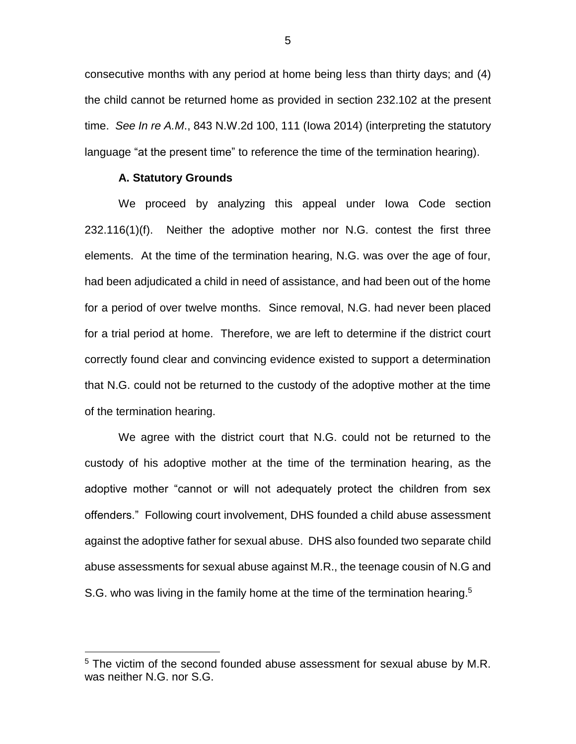consecutive months with any period at home being less than thirty days; and (4) the child cannot be returned home as provided in section 232.102 at the present time. *See In re A.M*., 843 N.W.2d 100, 111 (Iowa 2014) (interpreting the statutory language "at the present time" to reference the time of the termination hearing).

**A. Statutory Grounds**

We proceed by analyzing this appeal under Iowa Code section 232.116(1)(f). Neither the adoptive mother nor N.G. contest the first three elements. At the time of the termination hearing, N.G. was over the age of four, had been adjudicated a child in need of assistance, and had been out of the home for a period of over twelve months. Since removal, N.G. had never been placed for a trial period at home. Therefore, we are left to determine if the district court correctly found clear and convincing evidence existed to support a determination that N.G. could not be returned to the custody of the adoptive mother at the time of the termination hearing.

We agree with the district court that N.G. could not be returned to the custody of his adoptive mother at the time of the termination hearing, as the adoptive mother "cannot or will not adequately protect the children from sex offenders." Following court involvement, DHS founded a child abuse assessment against the adoptive father for sexual abuse. DHS also founded two separate child abuse assessments for sexual abuse against M.R., the teenage cousin of N.G and S.G. who was living in the family home at the time of the termination hearing.[5]

[5] The victim of the second founded abuse assessment for sexual abuse by M.R. was neither N.G. nor S.G.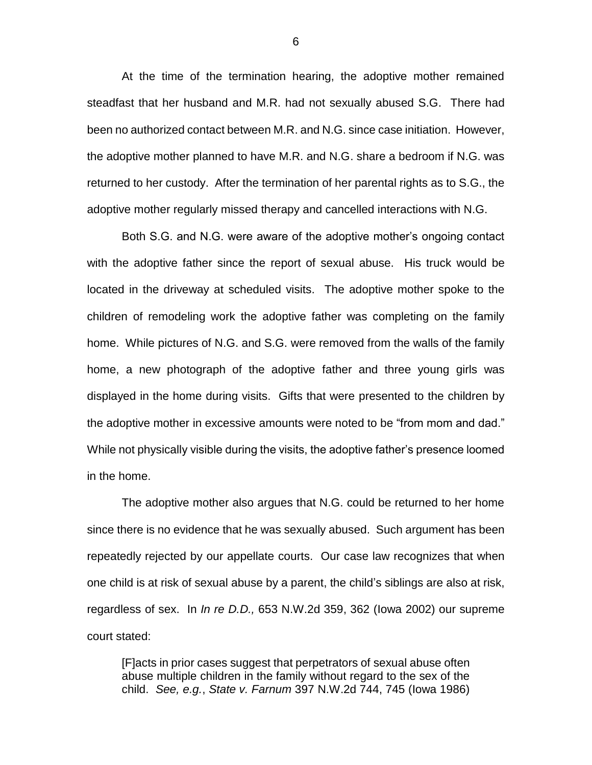At the time of the termination hearing, the adoptive mother remained steadfast that her husband and M.R. had not sexually abused S.G. There had been no authorized contact between M.R. and N.G. since case initiation. However, the adoptive mother planned to have M.R. and N.G. share a bedroom if N.G. was returned to her custody. After the termination of her parental rights as to S.G., the adoptive mother regularly missed therapy and cancelled interactions with N.G.

Both S.G. and N.G. were aware of the adoptive mother's ongoing contact with the adoptive father since the report of sexual abuse. His truck would be located in the driveway at scheduled visits. The adoptive mother spoke to the children of remodeling work the adoptive father was completing on the family home. While pictures of N.G. and S.G. were removed from the walls of the family home, a new photograph of the adoptive father and three young girls was displayed in the home during visits. Gifts that were presented to the children by the adoptive mother in excessive amounts were noted to be "from mom and dad." While not physically visible during the visits, the adoptive father's presence loomed in the home.

The adoptive mother also argues that N.G. could be returned to her home since there is no evidence that he was sexually abused. Such argument has been repeatedly rejected by our appellate courts. Our case law recognizes that when one child is at risk of sexual abuse by a parent, the child's siblings are also at risk, regardless of sex. In *In re D.D.,* 653 N.W.2d 359, 362 (Iowa 2002) our supreme court stated:

> [F]acts in prior cases suggest that perpetrators of sexual abuse often abuse multiple children in the family without regard to the sex of the child. *See, e.g.*, *State v. Farnum* 397 N.W.2d 744, 745 (Iowa 1986)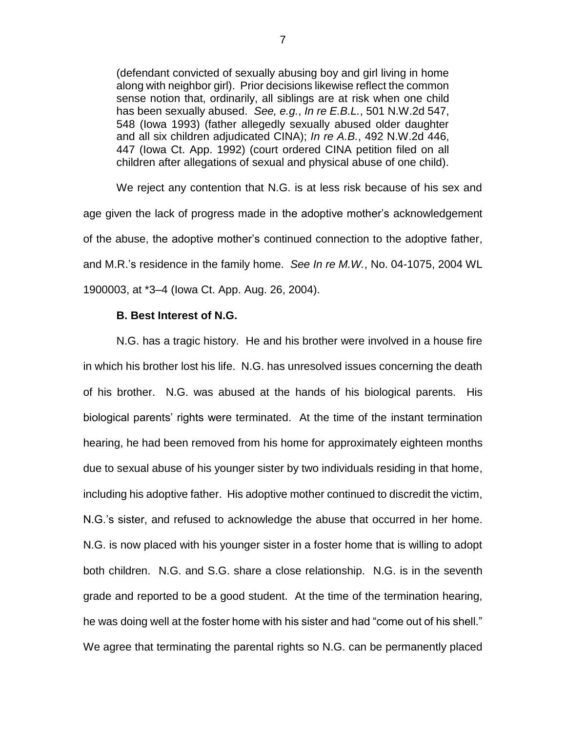(defendant convicted of sexually abusing boy and girl living in home along with neighbor girl). Prior decisions likewise reflect the common sense notion that, ordinarily, all siblings are at risk when one child has been sexually abused. *See, e.g.*, *In re E.B.L.*, 501 N.W.2d 547, 548 (Iowa 1993) (father allegedly sexually abused older daughter and all six children adjudicated CINA); *In re A.B.*, 492 N.W.2d 446, 447 (Iowa Ct. App. 1992) (court ordered CINA petition filed on all children after allegations of sexual and physical abuse of one child).

We reject any contention that N.G. is at less risk because of his sex and age given the lack of progress made in the adoptive mother's acknowledgement of the abuse, the adoptive mother's continued connection to the adoptive father, and M.R.'s residence in the family home. *See In re M.W.*, No. 04-1075, 2004 WL 1900003, at *3–4 (Iowa Ct. App. Aug. 26, 2004).

**B. Best Interest of N.G.**

N.G. has a tragic history. He and his brother were involved in a house fire in which his brother lost his life. N.G. has unresolved issues concerning the death of his brother. N.G. was abused at the hands of his biological parents. His biological parents' rights were terminated. At the time of the instant termination hearing, he had been removed from his home for approximately eighteen months due to sexual abuse of his younger sister by two individuals residing in that home, including his adoptive father. His adoptive mother continued to discredit the victim, N.G.'s sister, and refused to acknowledge the abuse that occurred in her home. N.G. is now placed with his younger sister in a foster home that is willing to adopt both children. N.G. and S.G. share a close relationship. N.G. is in the seventh grade and reported to be a good student. At the time of the termination hearing, he was doing well at the foster home with his sister and had "come out of his shell." We agree that terminating the parental rights so N.G. can be permanently placed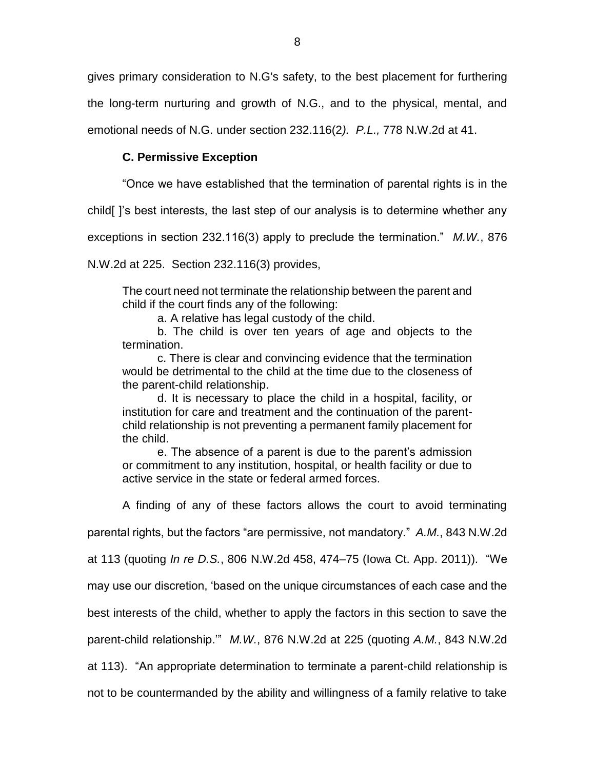gives primary consideration to N.G's safety, to the best placement for furthering the long-term nurturing and growth of N.G., and to the physical, mental, and emotional needs of N.G. under section 232.116(2*).* *P.L.,* 778 N.W.2d at 41.

### C. Permissive Exception

"Once we have established that the termination of parental rights is in the child[ ]'s best interests, the last step of our analysis is to determine whether any exceptions in section 232.116(3) apply to preclude the termination." *M.W.*, 876 N.W.2d at 225. Section 232.116(3) provides,

> The court need not terminate the relationship between the parent and child if the court finds any of the following:
>
> a. A relative has legal custody of the child.
>
> b. The child is over ten years of age and objects to the termination.
>
> c. There is clear and convincing evidence that the termination would be detrimental to the child at the time due to the closeness of the parent-child relationship.
>
> d. It is necessary to place the child in a hospital, facility, or institution for care and treatment and the continuation of the parent-child relationship is not preventing a permanent family placement for the child.
>
> e. The absence of a parent is due to the parent's admission or commitment to any institution, hospital, or health facility or due to active service in the state or federal armed forces.

A finding of any of these factors allows the court to avoid terminating parental rights, but the factors "are permissive, not mandatory." *A.M.*, 843 N.W.2d at 113 (quoting *In re D.S.*, 806 N.W.2d 458, 474–75 (Iowa Ct. App. 2011)). "We may use our discretion, 'based on the unique circumstances of each case and the best interests of the child, whether to apply the factors in this section to save the parent-child relationship.'" *M.W.*, 876 N.W.2d at 225 (quoting *A.M.*, 843 N.W.2d at 113). "An appropriate determination to terminate a parent-child relationship is not to be countermanded by the ability and willingness of a family relative to take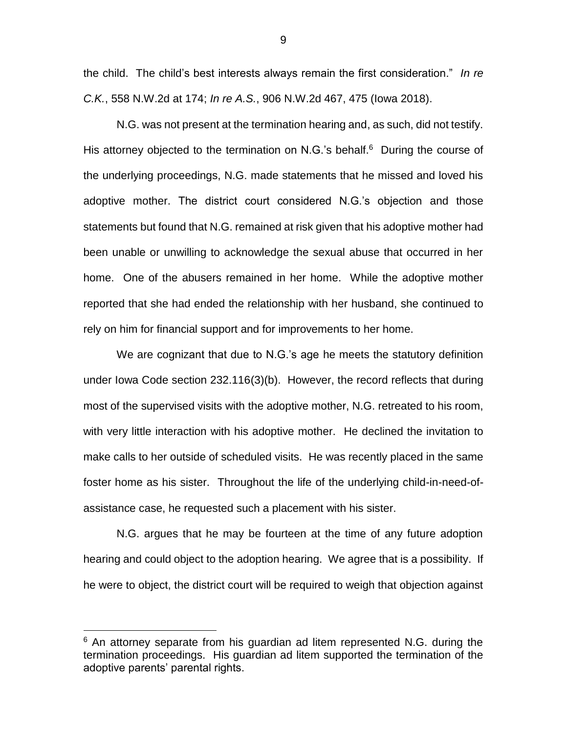the child. The child's best interests always remain the first consideration." *In re C.K.*, 558 N.W.2d at 174; *In re A.S.*, 906 N.W.2d 467, 475 (Iowa 2018).

N.G. was not present at the termination hearing and, as such, did not testify. His attorney objected to the termination on N.G.'s behalf.[6] During the course of the underlying proceedings, N.G. made statements that he missed and loved his adoptive mother. The district court considered N.G.'s objection and those statements but found that N.G. remained at risk given that his adoptive mother had been unable or unwilling to acknowledge the sexual abuse that occurred in her home. One of the abusers remained in her home. While the adoptive mother reported that she had ended the relationship with her husband, she continued to rely on him for financial support and for improvements to her home.

We are cognizant that due to N.G.'s age he meets the statutory definition under Iowa Code section 232.116(3)(b). However, the record reflects that during most of the supervised visits with the adoptive mother, N.G. retreated to his room, with very little interaction with his adoptive mother. He declined the invitation to make calls to her outside of scheduled visits. He was recently placed in the same foster home as his sister. Throughout the life of the underlying child-in-need-of-assistance case, he requested such a placement with his sister.

N.G. argues that he may be fourteen at the time of any future adoption hearing and could object to the adoption hearing. We agree that is a possibility. If he were to object, the district court will be required to weigh that objection against

[6] An attorney separate from his guardian ad litem represented N.G. during the termination proceedings. His guardian ad litem supported the termination of the adoptive parents' parental rights.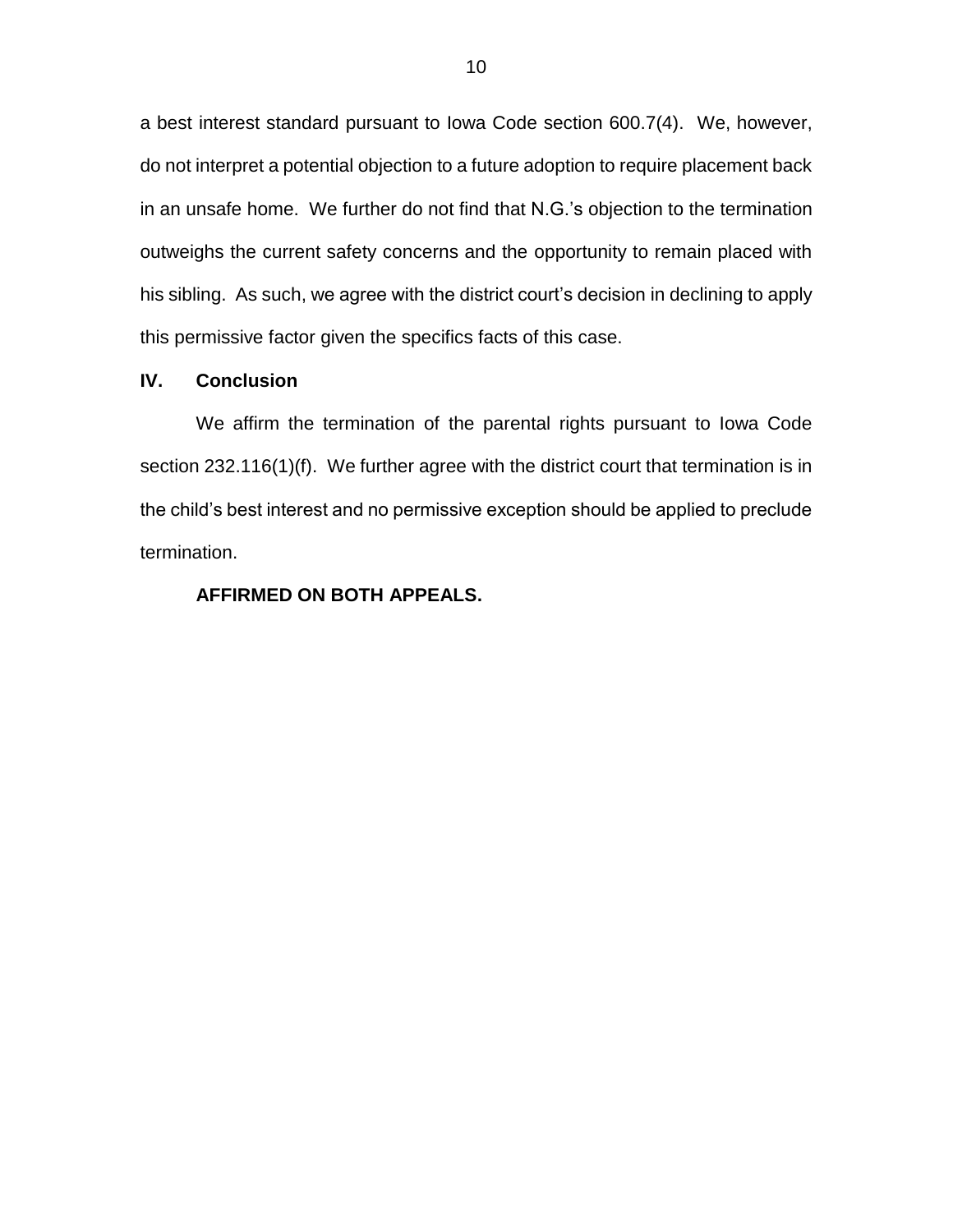a best interest standard pursuant to Iowa Code section 600.7(4). We, however, do not interpret a potential objection to a future adoption to require placement back in an unsafe home. We further do not find that N.G.'s objection to the termination outweighs the current safety concerns and the opportunity to remain placed with his sibling. As such, we agree with the district court's decision in declining to apply this permissive factor given the specifics facts of this case.

## IV. Conclusion

We affirm the termination of the parental rights pursuant to Iowa Code section 232.116(1)(f). We further agree with the district court that termination is in the child's best interest and no permissive exception should be applied to preclude termination.

**AFFIRMED ON BOTH APPEALS.**